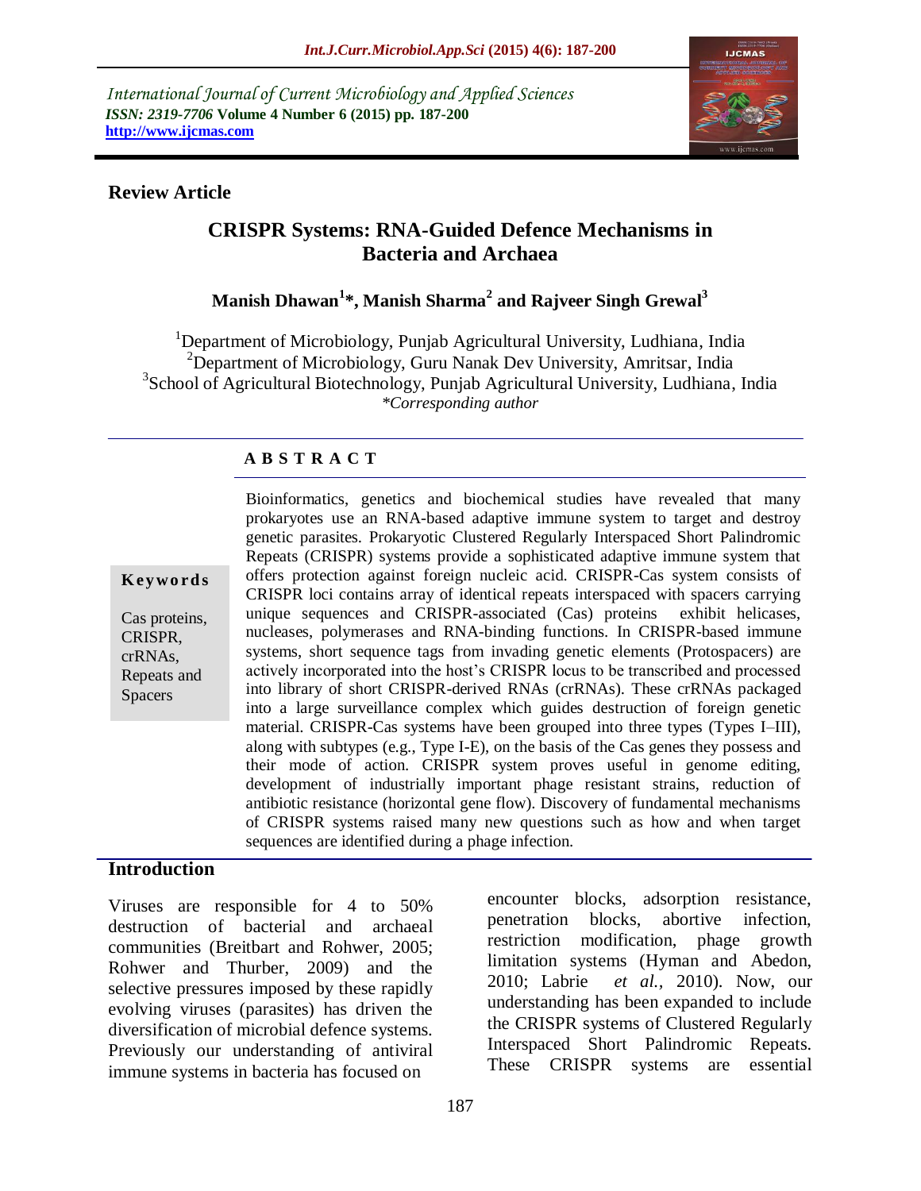International Journal of Current Microbiology and Applied Sciences
*ISSN: 2319-7706* **Volume 4 Number 6 (2015) pp. 187-200**
**http://www.ijcmas.com**

**Review Article**

# CRISPR Systems: RNA-Guided Defence Mechanisms in Bacteria and Archaea

**Manish Dhawan[1]*, Manish Sharma[2] and Rajveer Singh Grewal[3]**

[1]Department of Microbiology, Punjab Agricultural University, Ludhiana, India
[2]Department of Microbiology, Guru Nanak Dev University, Amritsar, India
[3]School of Agricultural Biotechnology, Punjab Agricultural University, Ludhiana, India
*\*Corresponding author*

## A B S T R A C T

**Keywords**

Cas proteins, CRISPR, crRNAs, Repeats and Spacers

Bioinformatics, genetics and biochemical studies have revealed that many prokaryotes use an RNA-based adaptive immune system to target and destroy genetic parasites. Prokaryotic Clustered Regularly Interspaced Short Palindromic Repeats (CRISPR) systems provide a sophisticated adaptive immune system that offers protection against foreign nucleic acid. CRISPR-Cas system consists of CRISPR loci contains array of identical repeats interspaced with spacers carrying unique sequences and CRISPR-associated (Cas) proteins exhibit helicases, nucleases, polymerases and RNA-binding functions. In CRISPR-based immune systems, short sequence tags from invading genetic elements (Protospacers) are actively incorporated into the host's CRISPR locus to be transcribed and processed into library of short CRISPR-derived RNAs (crRNAs). These crRNAs packaged into a large surveillance complex which guides destruction of foreign genetic material. CRISPR-Cas systems have been grouped into three types (Types I–III), along with subtypes (e.g., Type I-E), on the basis of the Cas genes they possess and their mode of action. CRISPR system proves useful in genome editing, development of industrially important phage resistant strains, reduction of antibiotic resistance (horizontal gene flow). Discovery of fundamental mechanisms of CRISPR systems raised many new questions such as how and when target sequences are identified during a phage infection.

## Introduction

Viruses are responsible for 4 to 50% destruction of bacterial and archaeal communities (Breitbart and Rohwer, 2005; Rohwer and Thurber, 2009) and the selective pressures imposed by these rapidly evolving viruses (parasites) has driven the diversification of microbial defence systems. Previously our understanding of antiviral immune systems in bacteria has focused on encounter blocks, adsorption resistance, penetration blocks, abortive infection, restriction modification, phage growth limitation systems (Hyman and Abedon, 2010; Labrie *et al.*, 2010). Now, our understanding has been expanded to include the CRISPR systems of Clustered Regularly Interspaced Short Palindromic Repeats. These CRISPR systems are essential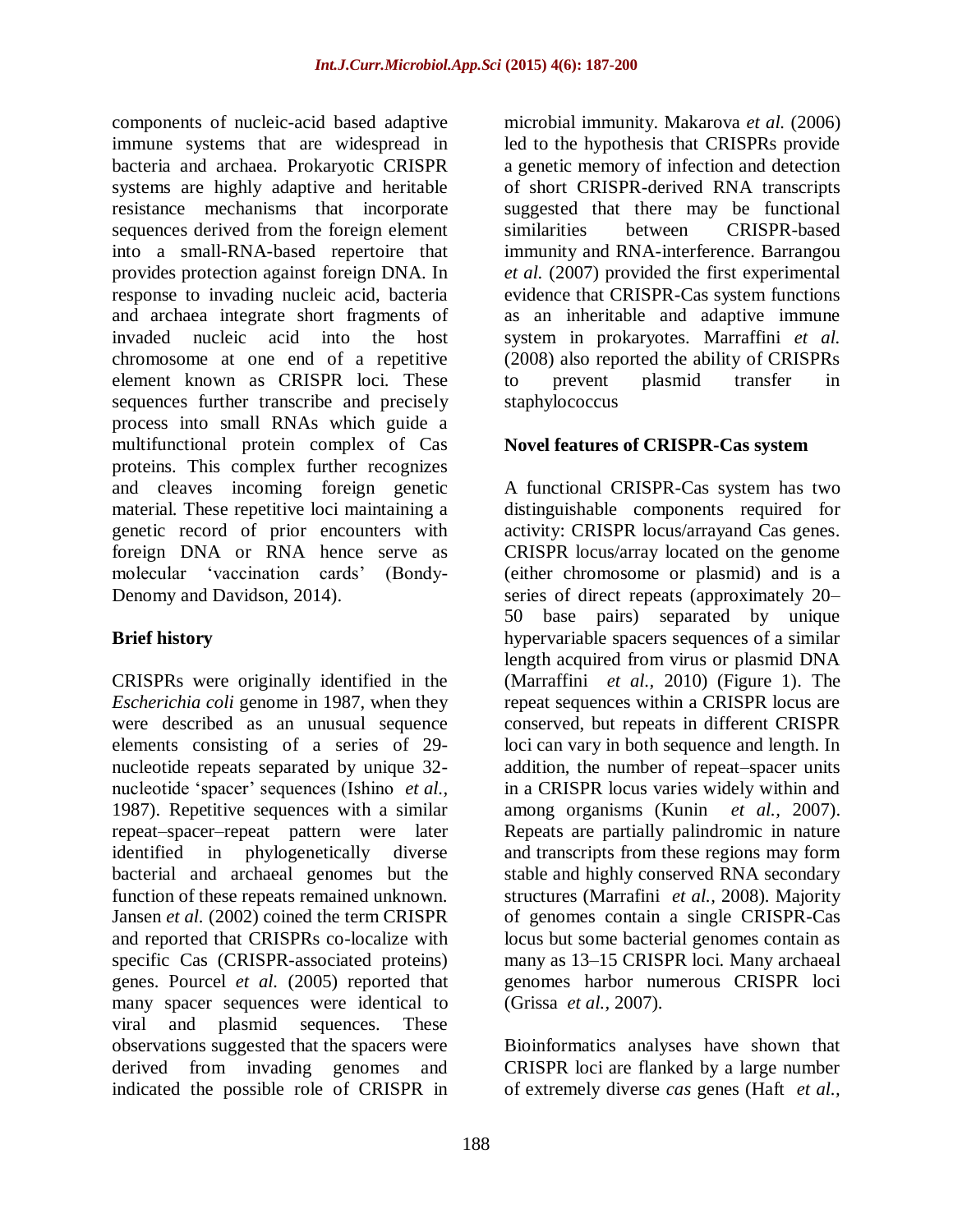components of nucleic-acid based adaptive immune systems that are widespread in bacteria and archaea. Prokaryotic CRISPR systems are highly adaptive and heritable resistance mechanisms that incorporate sequences derived from the foreign element into a small-RNA-based repertoire that provides protection against foreign DNA. In response to invading nucleic acid, bacteria and archaea integrate short fragments of invaded nucleic acid into the host chromosome at one end of a repetitive element known as CRISPR loci. These sequences further transcribe and precisely process into small RNAs which guide a multifunctional protein complex of Cas proteins. This complex further recognizes and cleaves incoming foreign genetic material. These repetitive loci maintaining a genetic record of prior encounters with foreign DNA or RNA hence serve as molecular 'vaccination cards' (Bondy-Denomy and Davidson, 2014).

## Brief history

CRISPRs were originally identified in the *Escherichia coli* genome in 1987, when they were described as an unusual sequence elements consisting of a series of 29-nucleotide repeats separated by unique 32-nucleotide 'spacer' sequences (Ishino *et al.*, 1987). Repetitive sequences with a similar repeat–spacer–repeat pattern were later identified in phylogenetically diverse bacterial and archaeal genomes but the function of these repeats remained unknown. Jansen *et al.* (2002) coined the term CRISPR and reported that CRISPRs co-localize with specific Cas (CRISPR-associated proteins) genes. Pourcel *et al.* (2005) reported that many spacer sequences were identical to viral and plasmid sequences. These observations suggested that the spacers were derived from invading genomes and indicated the possible role of CRISPR in microbial immunity. Makarova *et al.* (2006) led to the hypothesis that CRISPRs provide a genetic memory of infection and detection of short CRISPR-derived RNA transcripts suggested that there may be functional similarities between CRISPR-based immunity and RNA-interference. Barrangou *et al.* (2007) provided the first experimental evidence that CRISPR-Cas system functions as an inheritable and adaptive immune system in prokaryotes. Marraffini *et al.* (2008) also reported the ability of CRISPRs to prevent plasmid transfer in staphylococcus

## Novel features of CRISPR-Cas system

A functional CRISPR-Cas system has two distinguishable components required for activity: CRISPR locus/arrayand Cas genes. CRISPR locus/array located on the genome (either chromosome or plasmid) and is a series of direct repeats (approximately 20–50 base pairs) separated by unique hypervariable spacers sequences of a similar length acquired from virus or plasmid DNA (Marraffini *et al.*, 2010) (Figure 1). The repeat sequences within a CRISPR locus are conserved, but repeats in different CRISPR loci can vary in both sequence and length. In addition, the number of repeat–spacer units in a CRISPR locus varies widely within and among organisms (Kunin *et al.*, 2007). Repeats are partially palindromic in nature and transcripts from these regions may form stable and highly conserved RNA secondary structures (Marrafini *et al.*, 2008). Majority of genomes contain a single CRISPR-Cas locus but some bacterial genomes contain as many as 13–15 CRISPR loci. Many archaeal genomes harbor numerous CRISPR loci (Grissa *et al.*, 2007).

Bioinformatics analyses have shown that CRISPR loci are flanked by a large number of extremely diverse *cas* genes (Haft *et al.*,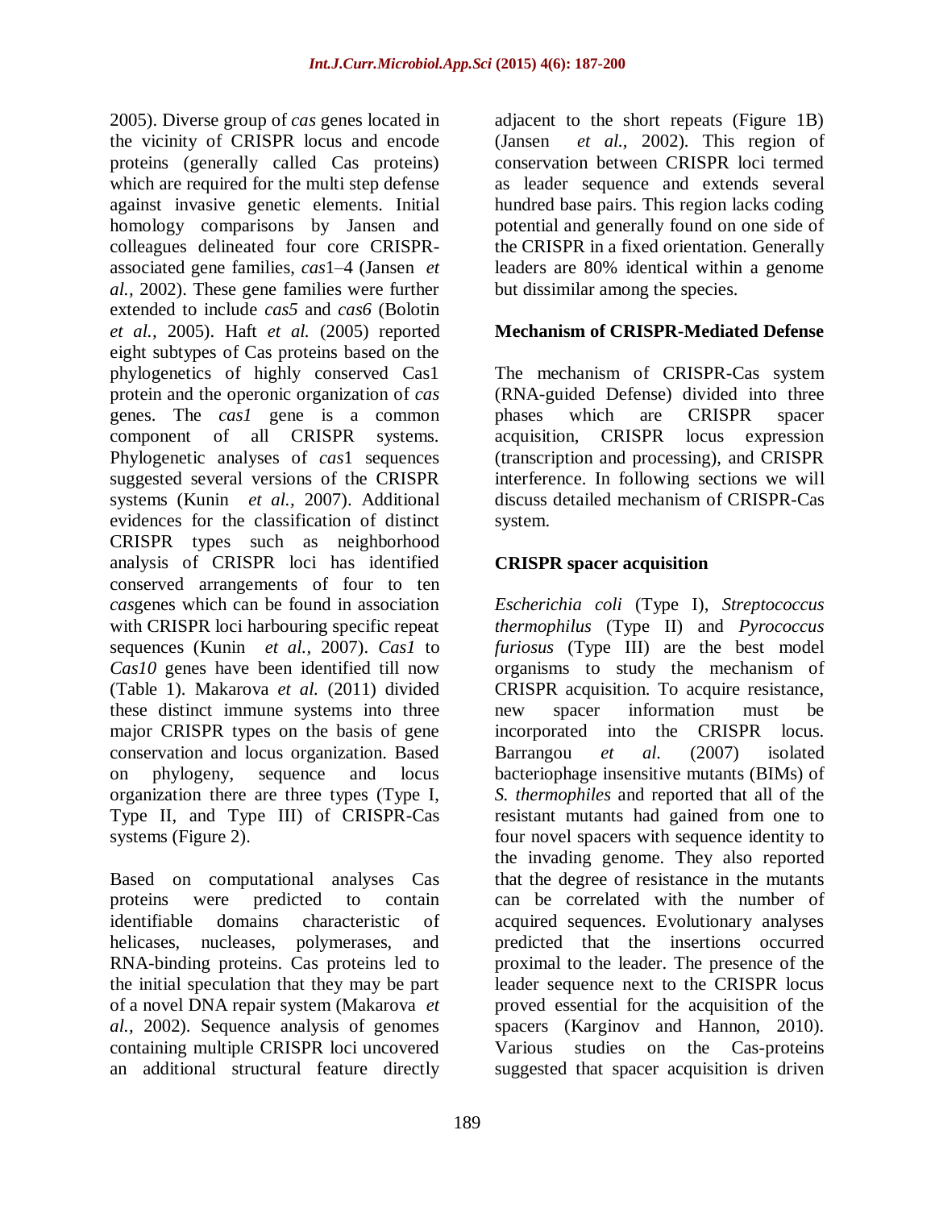2005). Diverse group of *cas* genes located in the vicinity of CRISPR locus and encode proteins (generally called Cas proteins) which are required for the multi step defense against invasive genetic elements. Initial homology comparisons by Jansen and colleagues delineated four core CRISPR-associated gene families, *cas*1–4 (Jansen *et al.,* 2002). These gene families were further extended to include *cas5* and *cas6* (Bolotin *et al.,* 2005). Haft *et al.* (2005) reported eight subtypes of Cas proteins based on the phylogenetics of highly conserved Cas1 protein and the operonic organization of *cas* genes. The *cas1* gene is a common component of all CRISPR systems. Phylogenetic analyses of *cas*1 sequences suggested several versions of the CRISPR systems (Kunin *et al.,* 2007). Additional evidences for the classification of distinct CRISPR types such as neighborhood analysis of CRISPR loci has identified conserved arrangements of four to ten *cas*genes which can be found in association with CRISPR loci harbouring specific repeat sequences (Kunin *et al.,* 2007). *Cas1* to *Cas10* genes have been identified till now (Table 1). Makarova *et al.* (2011) divided these distinct immune systems into three major CRISPR types on the basis of gene conservation and locus organization. Based on phylogeny, sequence and locus organization there are three types (Type I, Type II, and Type III) of CRISPR-Cas systems (Figure 2).

Based on computational analyses Cas proteins were predicted to contain identifiable domains characteristic of helicases, nucleases, polymerases, and RNA-binding proteins. Cas proteins led to the initial speculation that they may be part of a novel DNA repair system (Makarova *et al.,* 2002). Sequence analysis of genomes containing multiple CRISPR loci uncovered an additional structural feature directly adjacent to the short repeats (Figure 1B) (Jansen *et al.,* 2002). This region of conservation between CRISPR loci termed as leader sequence and extends several hundred base pairs. This region lacks coding potential and generally found on one side of the CRISPR in a fixed orientation. Generally leaders are 80% identical within a genome but dissimilar among the species.

## Mechanism of CRISPR-Mediated Defense

The mechanism of CRISPR-Cas system (RNA-guided Defense) divided into three phases which are CRISPR spacer acquisition, CRISPR locus expression (transcription and processing), and CRISPR interference. In following sections we will discuss detailed mechanism of CRISPR-Cas system.

### CRISPR spacer acquisition

*Escherichia coli* (Type I), *Streptococcus thermophilus* (Type II) and *Pyrococcus furiosus* (Type III) are the best model organisms to study the mechanism of CRISPR acquisition. To acquire resistance, new spacer information must be incorporated into the CRISPR locus. Barrangou *et al.* (2007) isolated bacteriophage insensitive mutants (BIMs) of *S. thermophiles* and reported that all of the resistant mutants had gained from one to four novel spacers with sequence identity to the invading genome. They also reported that the degree of resistance in the mutants can be correlated with the number of acquired sequences. Evolutionary analyses predicted that the insertions occurred proximal to the leader. The presence of the leader sequence next to the CRISPR locus proved essential for the acquisition of the spacers (Karginov and Hannon, 2010). Various studies on the Cas-proteins suggested that spacer acquisition is driven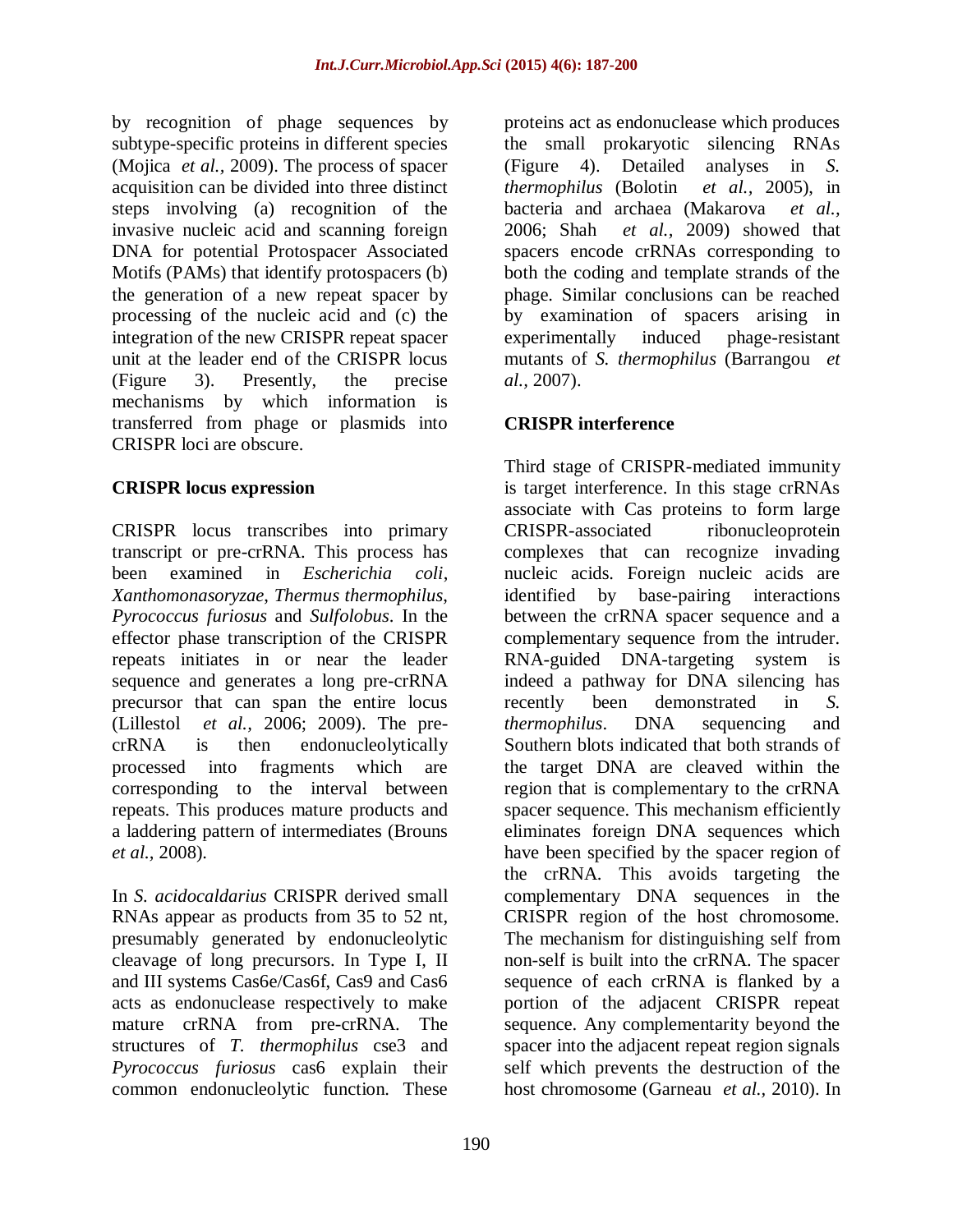by recognition of phage sequences by subtype-specific proteins in different species (Mojica *et al.,* 2009). The process of spacer acquisition can be divided into three distinct steps involving (a) recognition of the invasive nucleic acid and scanning foreign DNA for potential Protospacer Associated Motifs (PAMs) that identify protospacers (b) the generation of a new repeat spacer by processing of the nucleic acid and (c) the integration of the new CRISPR repeat spacer unit at the leader end of the CRISPR locus (Figure 3). Presently, the precise mechanisms by which information is transferred from phage or plasmids into CRISPR loci are obscure.

## CRISPR locus expression

CRISPR locus transcribes into primary transcript or pre-crRNA. This process has been examined in *Escherichia coli*, *Xanthomonasoryzae*, *Thermus thermophilus*, *Pyrococcus furiosus* and *Sulfolobus*. In the effector phase transcription of the CRISPR repeats initiates in or near the leader sequence and generates a long pre-crRNA precursor that can span the entire locus (Lillestol *et al.,* 2006; 2009). The pre-crRNA is then endonucleolytically processed into fragments which are corresponding to the interval between repeats. This produces mature products and a laddering pattern of intermediates (Brouns *et al.,* 2008).

In *S. acidocaldarius* CRISPR derived small RNAs appear as products from 35 to 52 nt, presumably generated by endonucleolytic cleavage of long precursors. In Type I, II and III systems Cas6e/Cas6f, Cas9 and Cas6 acts as endonuclease respectively to make mature crRNA from pre-crRNA. The structures of *T. thermophilus* cse3 and *Pyrococcus furiosus* cas6 explain their common endonucleolytic function. These proteins act as endonuclease which produces the small prokaryotic silencing RNAs (Figure 4). Detailed analyses in *S. thermophilus* (Bolotin *et al.,* 2005), in bacteria and archaea (Makarova *et al.,* 2006; Shah *et al.,* 2009) showed that spacers encode crRNAs corresponding to both the coding and template strands of the phage. Similar conclusions can be reached by examination of spacers arising in experimentally induced phage-resistant mutants of *S. thermophilus* (Barrangou *et al.,* 2007).

## CRISPR interference

Third stage of CRISPR-mediated immunity is target interference. In this stage crRNAs associate with Cas proteins to form large CRISPR-associated ribonucleoprotein complexes that can recognize invading nucleic acids. Foreign nucleic acids are identified by base-pairing interactions between the crRNA spacer sequence and a complementary sequence from the intruder. RNA-guided DNA-targeting system is indeed a pathway for DNA silencing has recently been demonstrated in *S. thermophilus*. DNA sequencing and Southern blots indicated that both strands of the target DNA are cleaved within the region that is complementary to the crRNA spacer sequence. This mechanism efficiently eliminates foreign DNA sequences which have been specified by the spacer region of the crRNA. This avoids targeting the complementary DNA sequences in the CRISPR region of the host chromosome. The mechanism for distinguishing self from non-self is built into the crRNA. The spacer sequence of each crRNA is flanked by a portion of the adjacent CRISPR repeat sequence. Any complementarity beyond the spacer into the adjacent repeat region signals self which prevents the destruction of the host chromosome (Garneau *et al.,* 2010). In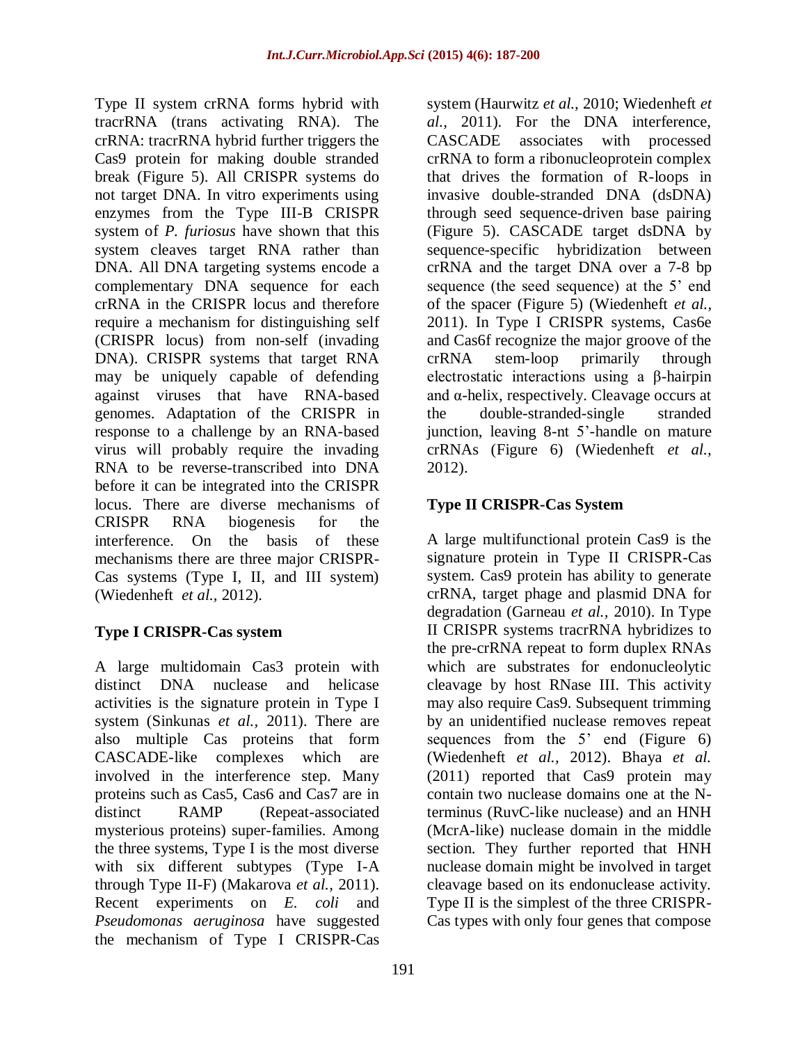Type II system crRNA forms hybrid with tracrRNA (trans activating RNA). The crRNA: tracrRNA hybrid further triggers the Cas9 protein for making double stranded break (Figure 5). All CRISPR systems do not target DNA. In vitro experiments using enzymes from the Type III-B CRISPR system of *P. furiosus* have shown that this system cleaves target RNA rather than DNA. All DNA targeting systems encode a complementary DNA sequence for each crRNA in the CRISPR locus and therefore require a mechanism for distinguishing self (CRISPR locus) from non-self (invading DNA). CRISPR systems that target RNA may be uniquely capable of defending against viruses that have RNA-based genomes. Adaptation of the CRISPR in response to a challenge by an RNA-based virus will probably require the invading RNA to be reverse-transcribed into DNA before it can be integrated into the CRISPR locus. There are diverse mechanisms of CRISPR RNA biogenesis for the interference. On the basis of these mechanisms there are three major CRISPR-Cas systems (Type I, II, and III system) (Wiedenheft *et al.,* 2012).

## Type I CRISPR-Cas system

A large multidomain Cas3 protein with distinct DNA nuclease and helicase activities is the signature protein in Type I system (Sinkunas *et al.,* 2011). There are also multiple Cas proteins that form CASCADE-like complexes which are involved in the interference step. Many proteins such as Cas5, Cas6 and Cas7 are in distinct RAMP (Repeat-associated mysterious proteins) super-families. Among the three systems, Type I is the most diverse with six different subtypes (Type I-A through Type II-F) (Makarova *et al.,* 2011). Recent experiments on *E. coli* and *Pseudomonas aeruginosa* have suggested the mechanism of Type I CRISPR-Cas system (Haurwitz *et al.,* 2010; Wiedenheft *et al.,* 2011). For the DNA interference, CASCADE associates with processed crRNA to form a ribonucleoprotein complex that drives the formation of R-loops in invasive double-stranded DNA (dsDNA) through seed sequence-driven base pairing (Figure 5). CASCADE target dsDNA by sequence-specific hybridization between crRNA and the target DNA over a 7-8 bp sequence (the seed sequence) at the 5' end of the spacer (Figure 5) (Wiedenheft *et al.,* 2011). In Type I CRISPR systems, Cas6e and Cas6f recognize the major groove of the crRNA stem-loop primarily through electrostatic interactions using a β-hairpin and α-helix, respectively. Cleavage occurs at the double-stranded-single stranded junction, leaving 8-nt 5'-handle on mature crRNAs (Figure 6) (Wiedenheft *et al.,* 2012).

## Type II CRISPR-Cas System

A large multifunctional protein Cas9 is the signature protein in Type II CRISPR-Cas system. Cas9 protein has ability to generate crRNA, target phage and plasmid DNA for degradation (Garneau *et al.,* 2010). In Type II CRISPR systems tracrRNA hybridizes to the pre-crRNA repeat to form duplex RNAs which are substrates for endonucleolytic cleavage by host RNase III. This activity may also require Cas9. Subsequent trimming by an unidentified nuclease removes repeat sequences from the 5' end (Figure 6) (Wiedenheft *et al.,* 2012). Bhaya *et al.* (2011) reported that Cas9 protein may contain two nuclease domains one at the N-terminus (RuvC-like nuclease) and an HNH (McrA-like) nuclease domain in the middle section. They further reported that HNH nuclease domain might be involved in target cleavage based on its endonuclease activity. Type II is the simplest of the three CRISPR-Cas types with only four genes that compose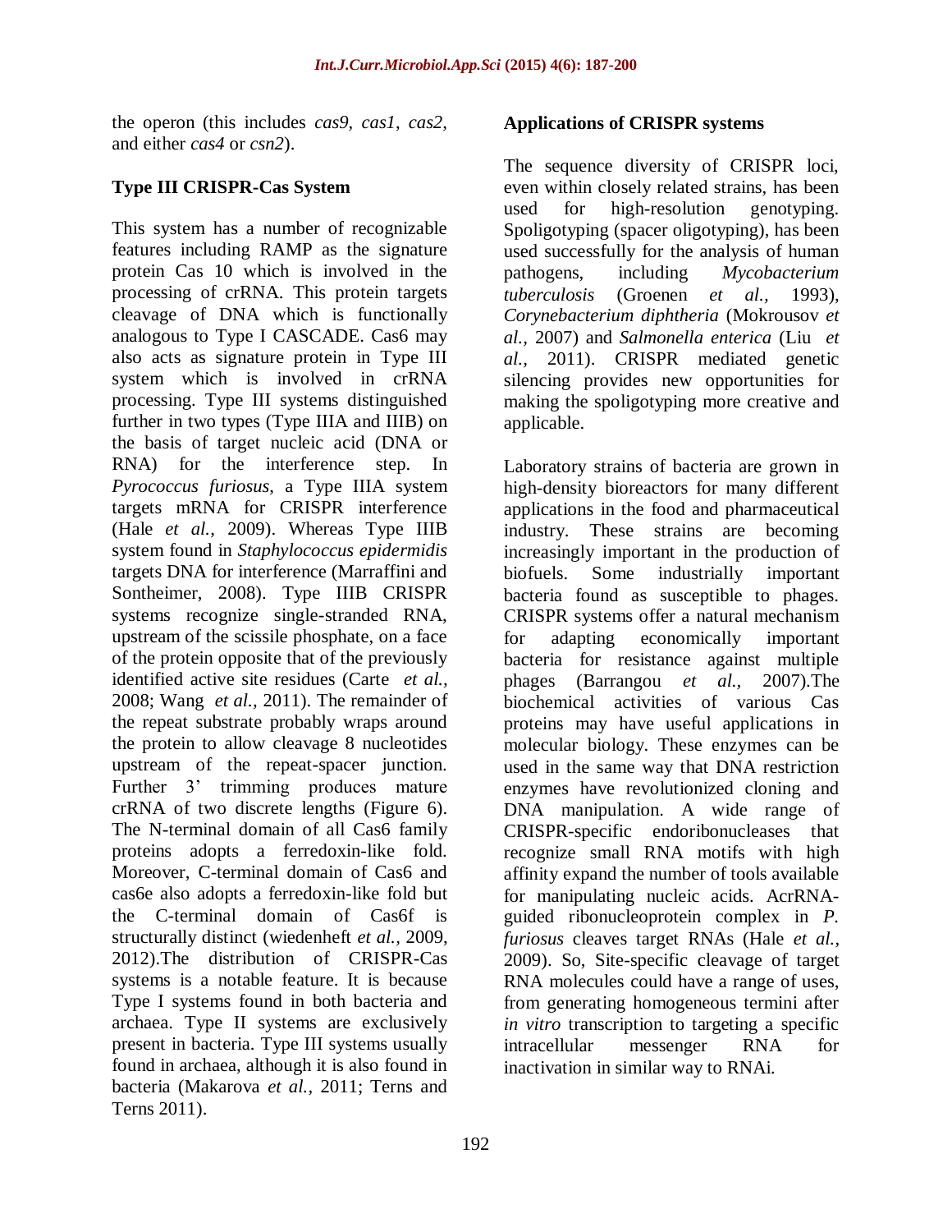the operon (this includes *cas9*, *cas1*, *cas2*, and either *cas4* or *csn2*).

### Type III CRISPR-Cas System

This system has a number of recognizable features including RAMP as the signature protein Cas 10 which is involved in the processing of crRNA. This protein targets cleavage of DNA which is functionally analogous to Type I CASCADE. Cas6 may also acts as signature protein in Type III system which is involved in crRNA processing. Type III systems distinguished further in two types (Type IIIA and IIIB) on the basis of target nucleic acid (DNA or RNA) for the interference step. In *Pyrococcus furiosus*, a Type IIIA system targets mRNA for CRISPR interference (Hale *et al.,* 2009). Whereas Type IIIB system found in *Staphylococcus epidermidis* targets DNA for interference (Marraffini and Sontheimer, 2008). Type IIIB CRISPR systems recognize single-stranded RNA, upstream of the scissile phosphate, on a face of the protein opposite that of the previously identified active site residues (Carte *et al.,* 2008; Wang *et al.,* 2011). The remainder of the repeat substrate probably wraps around the protein to allow cleavage 8 nucleotides upstream of the repeat-spacer junction. Further 3' trimming produces mature crRNA of two discrete lengths (Figure 6). The N-terminal domain of all Cas6 family proteins adopts a ferredoxin-like fold. Moreover, C-terminal domain of Cas6 and cas6e also adopts a ferredoxin-like fold but the C-terminal domain of Cas6f is structurally distinct (wiedenheft *et al.,* 2009, 2012).The distribution of CRISPR-Cas systems is a notable feature. It is because Type I systems found in both bacteria and archaea. Type II systems are exclusively present in bacteria. Type III systems usually found in archaea, although it is also found in bacteria (Makarova *et al.,* 2011; Terns and Terns 2011).

### Applications of CRISPR systems

The sequence diversity of CRISPR loci, even within closely related strains, has been used for high-resolution genotyping. Spoligotyping (spacer oligotyping), has been used successfully for the analysis of human pathogens, including *Mycobacterium tuberculosis* (Groenen *et al.,* 1993), *Corynebacterium diphtheria* (Mokrousov *et al.,* 2007) and *Salmonella enterica* (Liu *et al.,* 2011). CRISPR mediated genetic silencing provides new opportunities for making the spoligotyping more creative and applicable.

Laboratory strains of bacteria are grown in high-density bioreactors for many different applications in the food and pharmaceutical industry. These strains are becoming increasingly important in the production of biofuels. Some industrially important bacteria found as susceptible to phages. CRISPR systems offer a natural mechanism for adapting economically important bacteria for resistance against multiple phages (Barrangou *et al.,* 2007).The biochemical activities of various Cas proteins may have useful applications in molecular biology. These enzymes can be used in the same way that DNA restriction enzymes have revolutionized cloning and DNA manipulation. A wide range of CRISPR-specific endoribonucleases that recognize small RNA motifs with high affinity expand the number of tools available for manipulating nucleic acids. AcrRNA-guided ribonucleoprotein complex in *P. furiosus* cleaves target RNAs (Hale *et al.,* 2009). So, Site-specific cleavage of target RNA molecules could have a range of uses, from generating homogeneous termini after *in vitro* transcription to targeting a specific intracellular messenger RNA for inactivation in similar way to RNAi.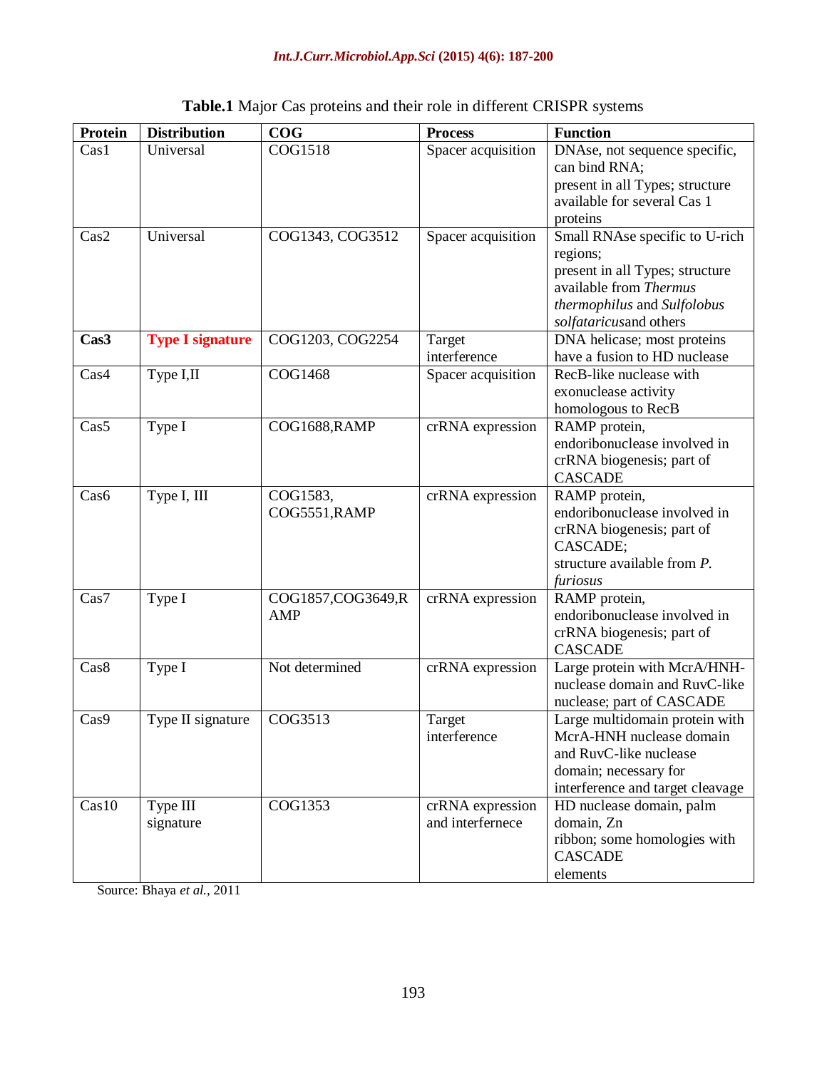**Table.1** Major Cas proteins and their role in different CRISPR systems

| Protein | Distribution | COG | Process | Function |
|---|---|---|---|---|
| Cas1 | Universal | COG1518 | Spacer acquisition | DNAse, not sequence specific, can bind RNA; present in all Types; structure available for several Cas 1 proteins |
| Cas2 | Universal | COG1343, COG3512 | Spacer acquisition | Small RNAse specific to U-rich regions; present in all Types; structure available from *Thermus thermophilus* and *Sulfolobus solfataricus*and others |
| **Cas3** | **Type I signature** | COG1203, COG2254 | Target interference | DNA helicase; most proteins have a fusion to HD nuclease |
| Cas4 | Type I,II | COG1468 | Spacer acquisition | RecB-like nuclease with exonuclease activity homologous to RecB |
| Cas5 | Type I | COG1688,RAMP | crRNA expression | RAMP protein, endoribonuclease involved in crRNA biogenesis; part of CASCADE |
| Cas6 | Type I, III | COG1583, COG5551,RAMP | crRNA expression | RAMP protein, endoribonuclease involved in crRNA biogenesis; part of CASCADE; structure available from *P. furiosus* |
| Cas7 | Type I | COG1857,COG3649,RAMP | crRNA expression | RAMP protein, endoribonuclease involved in crRNA biogenesis; part of CASCADE |
| Cas8 | Type I | Not determined | crRNA expression | Large protein with McrA/HNH-nuclease domain and RuvC-like nuclease; part of CASCADE |
| Cas9 | Type II signature | COG3513 | Target interference | Large multidomain protein with McrA-HNH nuclease domain and RuvC-like nuclease domain; necessary for interference and target cleavage |
| Cas10 | Type III signature | COG1353 | crRNA expression and interfernece | HD nuclease domain, palm domain, Zn ribbon; some homologies with CASCADE elements |

Source: Bhaya *et al.*, 2011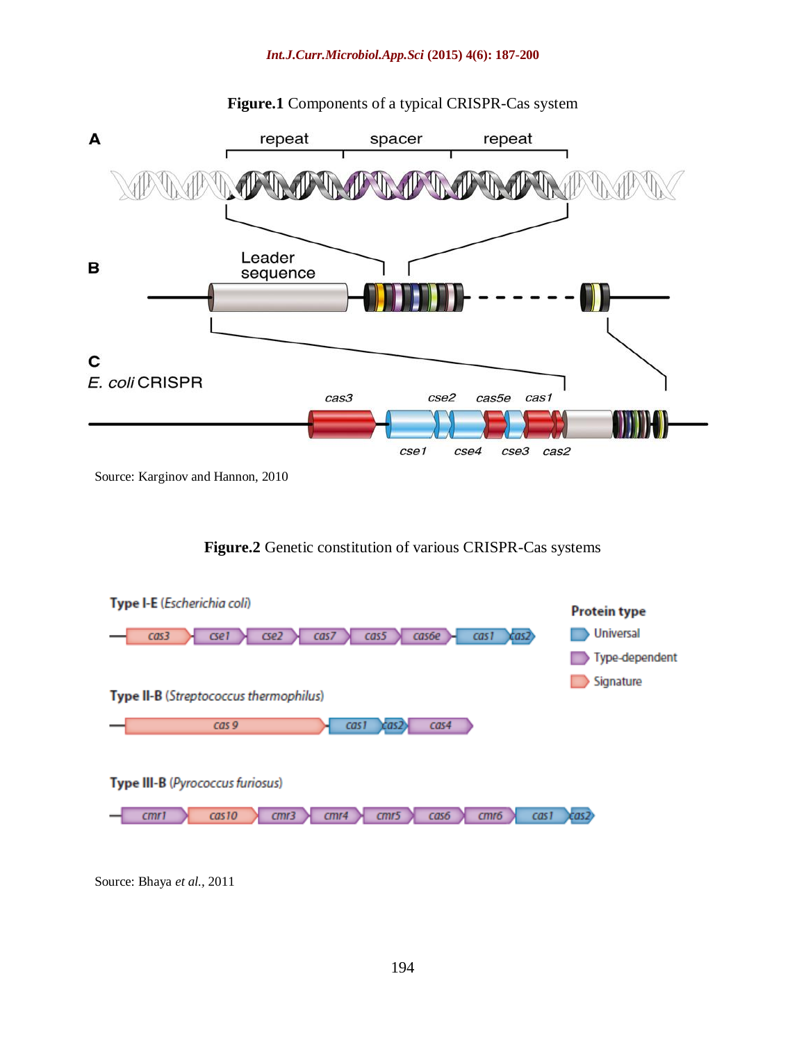**Figure.1** Components of a typical CRISPR-Cas system

Source: Karginov and Hannon, 2010

**Figure.2** Genetic constitution of various CRISPR-Cas systems

Source: Bhaya *et al.*, 2011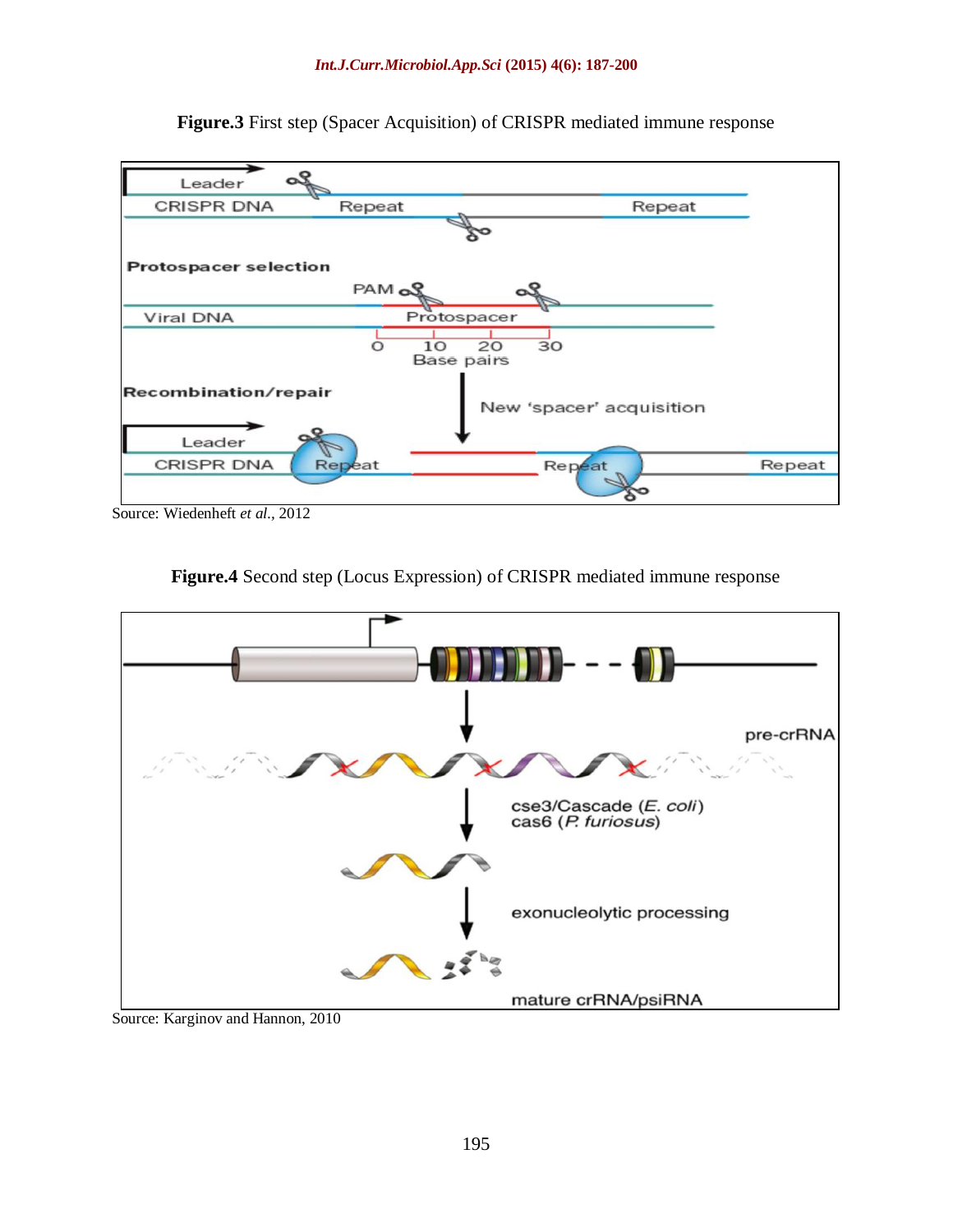**Figure.3** First step (Spacer Acquisition) of CRISPR mediated immune response

Source: Wiedenheft *et al.*, 2012

**Figure.4** Second step (Locus Expression) of CRISPR mediated immune response

Source: Karginov and Hannon, 2010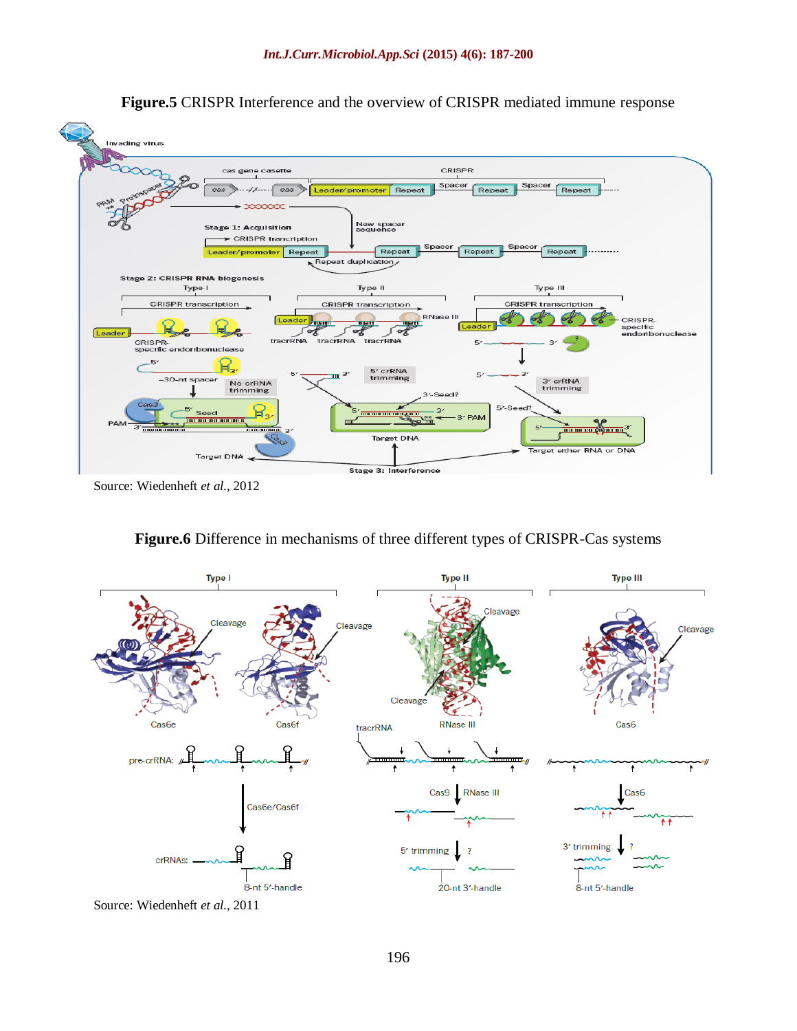**Figure.5** CRISPR Interference and the overview of CRISPR mediated immune response

Source: Wiedenheft *et al.*, 2012

**Figure.6** Difference in mechanisms of three different types of CRISPR-Cas systems

Source: Wiedenheft *et al.*, 2011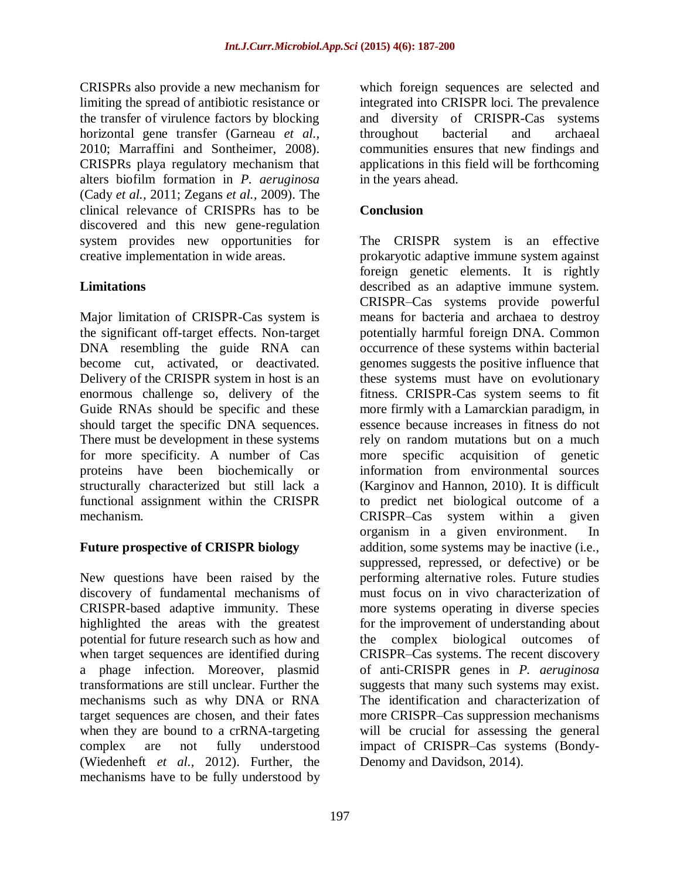CRISPRs also provide a new mechanism for limiting the spread of antibiotic resistance or the transfer of virulence factors by blocking horizontal gene transfer (Garneau *et al.,* 2010; Marraffini and Sontheimer, 2008). CRISPRs playa regulatory mechanism that alters biofilm formation in *P. aeruginosa* (Cady *et al.,* 2011; Zegans *et al.,* 2009). The clinical relevance of CRISPRs has to be discovered and this new gene-regulation system provides new opportunities for creative implementation in wide areas.

### Limitations

Major limitation of CRISPR-Cas system is the significant off-target effects. Non-target DNA resembling the guide RNA can become cut, activated, or deactivated. Delivery of the CRISPR system in host is an enormous challenge so, delivery of the Guide RNAs should be specific and these should target the specific DNA sequences. There must be development in these systems for more specificity. A number of Cas proteins have been biochemically or structurally characterized but still lack a functional assignment within the CRISPR mechanism.

### Future prospective of CRISPR biology

New questions have been raised by the discovery of fundamental mechanisms of CRISPR-based adaptive immunity. These highlighted the areas with the greatest potential for future research such as how and when target sequences are identified during a phage infection. Moreover, plasmid transformations are still unclear. Further the mechanisms such as why DNA or RNA target sequences are chosen, and their fates when they are bound to a crRNA-targeting complex are not fully understood (Wiedenheft *et al.,* 2012). Further, the mechanisms have to be fully understood by which foreign sequences are selected and integrated into CRISPR loci. The prevalence and diversity of CRISPR-Cas systems throughout bacterial and archaeal communities ensures that new findings and applications in this field will be forthcoming in the years ahead.

### Conclusion

The CRISPR system is an effective prokaryotic adaptive immune system against foreign genetic elements. It is rightly described as an adaptive immune system. CRISPR–Cas systems provide powerful means for bacteria and archaea to destroy potentially harmful foreign DNA. Common occurrence of these systems within bacterial genomes suggests the positive influence that these systems must have on evolutionary fitness. CRISPR-Cas system seems to fit more firmly with a Lamarckian paradigm, in essence because increases in fitness do not rely on random mutations but on a much more specific acquisition of genetic information from environmental sources (Karginov and Hannon, 2010). It is difficult to predict net biological outcome of a CRISPR–Cas system within a given organism in a given environment. In addition, some systems may be inactive (i.e., suppressed, repressed, or defective) or be performing alternative roles. Future studies must focus on in vivo characterization of more systems operating in diverse species for the improvement of understanding about the complex biological outcomes of CRISPR–Cas systems. The recent discovery of anti-CRISPR genes in *P. aeruginosa* suggests that many such systems may exist. The identification and characterization of more CRISPR–Cas suppression mechanisms will be crucial for assessing the general impact of CRISPR–Cas systems (Bondy-Denomy and Davidson, 2014).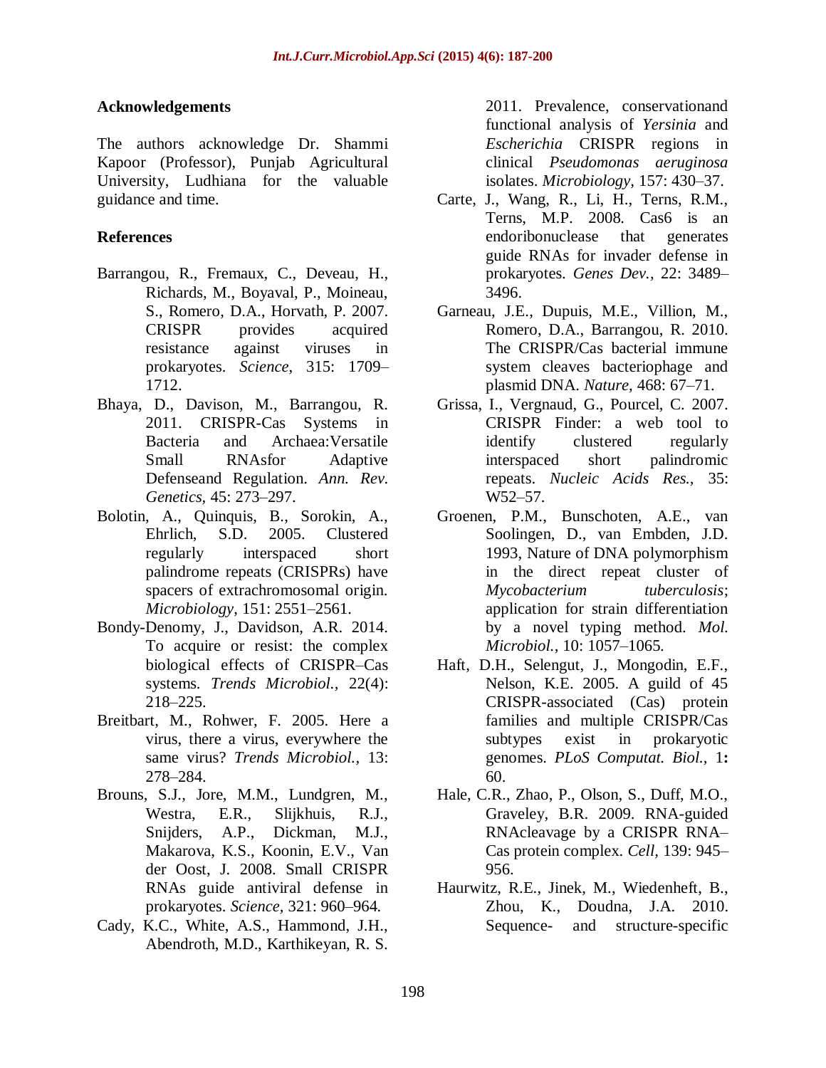## Acknowledgements

The authors acknowledge Dr. Shammi Kapoor (Professor), Punjab Agricultural University, Ludhiana for the valuable guidance and time.

## References

Barrangou, R., Fremaux, C., Deveau, H., Richards, M., Boyaval, P., Moineau, S., Romero, D.A., Horvath, P. 2007. CRISPR provides acquired resistance against viruses in prokaryotes. *Science*, 315: 1709–1712.

Bhaya, D., Davison, M., Barrangou, R. 2011. CRISPR-Cas Systems in Bacteria and Archaea:Versatile Small RNAsfor Adaptive Defenseand Regulation. *Ann. Rev. Genetics,* 45: 273–297.

Bolotin, A., Quinquis, B., Sorokin, A., Ehrlich, S.D. 2005. Clustered regularly interspaced short palindrome repeats (CRISPRs) have spacers of extrachromosomal origin. *Microbiology*, 151: 2551–2561.

Bondy-Denomy, J., Davidson, A.R. 2014. To acquire or resist: the complex biological effects of CRISPR–Cas systems. *Trends Microbiol.,* 22(4): 218–225.

Breitbart, M., Rohwer, F. 2005. Here a virus, there a virus, everywhere the same virus? *Trends Microbiol.,* 13: 278–284.

Brouns, S.J., Jore, M.M., Lundgren, M., Westra, E.R., Slijkhuis, R.J., Snijders, A.P., Dickman, M.J., Makarova, K.S., Koonin, E.V., Van der Oost, J. 2008. Small CRISPR RNAs guide antiviral defense in prokaryotes. *Science,* 321: 960–964.

Cady, K.C., White, A.S., Hammond, J.H., Abendroth, M.D., Karthikeyan, R. S. 2011. Prevalence, conservationand functional analysis of *Yersinia* and *Escherichia* CRISPR regions in clinical *Pseudomonas aeruginosa* isolates. *Microbiology,* 157: 430–37.

Carte, J., Wang, R., Li, H., Terns, R.M., Terns, M.P. 2008. Cas6 is an endoribonuclease that generates guide RNAs for invader defense in prokaryotes. *Genes Dev.,* 22: 3489–3496.

Garneau, J.E., Dupuis, M.E., Villion, M., Romero, D.A., Barrangou, R. 2010. The CRISPR/Cas bacterial immune system cleaves bacteriophage and plasmid DNA. *Nature,* 468: 67–71.

Grissa, I., Vergnaud, G., Pourcel, C. 2007. CRISPR Finder: a web tool to identify clustered regularly interspaced short palindromic repeats. *Nucleic Acids Res.,* 35: W52–57.

Groenen, P.M., Bunschoten, A.E., van Soolingen, D., van Embden, J.D. 1993, Nature of DNA polymorphism in the direct repeat cluster of *Mycobacterium tuberculosis*; application for strain differentiation by a novel typing method. *Mol. Microbiol.,* 10: 1057–1065.

Haft, D.H., Selengut, J., Mongodin, E.F., Nelson, K.E. 2005. A guild of 45 CRISPR-associated (Cas) protein families and multiple CRISPR/Cas subtypes exist in prokaryotic genomes. *PLoS Computat. Biol.,* 1**:** 60.

Hale, C.R., Zhao, P., Olson, S., Duff, M.O., Graveley, B.R. 2009. RNA-guided RNAcleavage by a CRISPR RNA–Cas protein complex. *Cell,* 139: 945–956.

Haurwitz, R.E., Jinek, M., Wiedenheft, B., Zhou, K., Doudna, J.A. 2010. Sequence- and structure-specific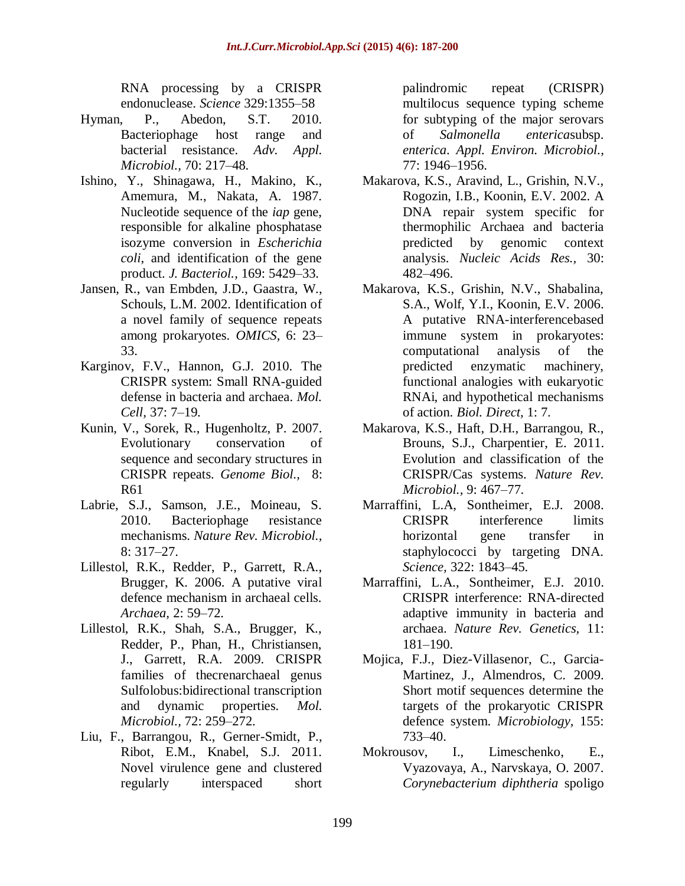RNA processing by a CRISPR endonuclease. *Science* 329:1355–58

Hyman, P., Abedon, S.T. 2010. Bacteriophage host range and bacterial resistance. *Adv. Appl. Microbiol.,* 70: 217–48.

Ishino, Y., Shinagawa, H., Makino, K., Amemura, M., Nakata, A. 1987. Nucleotide sequence of the *iap* gene, responsible for alkaline phosphatase isozyme conversion in *Escherichia coli*, and identification of the gene product. *J. Bacteriol.,* 169: 5429–33.

Jansen, R., van Embden, J.D., Gaastra, W., Schouls, L.M. 2002. Identification of a novel family of sequence repeats among prokaryotes. *OMICS,* 6: 23–33.

Karginov, F.V., Hannon, G.J. 2010. The CRISPR system: Small RNA-guided defense in bacteria and archaea. *Mol. Cell,* 37: 7–19.

Kunin, V., Sorek, R., Hugenholtz, P. 2007. Evolutionary conservation of sequence and secondary structures in CRISPR repeats. *Genome Biol.,* 8: R61

Labrie, S.J., Samson, J.E., Moineau, S. 2010. Bacteriophage resistance mechanisms. *Nature Rev. Microbiol.,* 8: 317–27.

Lillestol, R.K., Redder, P., Garrett, R.A., Brugger, K. 2006. A putative viral defence mechanism in archaeal cells. *Archaea,* 2: 59–72.

Lillestol, R.K., Shah, S.A., Brugger, K., Redder, P., Phan, H., Christiansen, J., Garrett, R.A. 2009. CRISPR families of thecrenarchaeal genus Sulfolobus:bidirectional transcription and dynamic properties. *Mol. Microbiol.,* 72: 259–272.

Liu, F., Barrangou, R., Gerner-Smidt, P., Ribot, E.M., Knabel, S.J. 2011. Novel virulence gene and clustered regularly interspaced short palindromic repeat (CRISPR) multilocus sequence typing scheme for subtyping of the major serovars of *Salmonella enterica*subsp. *enterica. Appl. Environ. Microbiol.,* 77: 1946–1956.

Makarova, K.S., Aravind, L., Grishin, N.V., Rogozin, I.B., Koonin, E.V. 2002. A DNA repair system specific for thermophilic Archaea and bacteria predicted by genomic context analysis. *Nucleic Acids Res.,* 30: 482–496.

Makarova, K.S., Grishin, N.V., Shabalina, S.A., Wolf, Y.I., Koonin, E.V. 2006. A putative RNA-interferencebased immune system in prokaryotes: computational analysis of the predicted enzymatic machinery, functional analogies with eukaryotic RNAi, and hypothetical mechanisms of action. *Biol. Direct,* 1: 7.

Makarova, K.S., Haft, D.H., Barrangou, R., Brouns, S.J., Charpentier, E. 2011. Evolution and classification of the CRISPR/Cas systems. *Nature Rev. Microbiol.,* 9: 467–77.

Marraffini, L.A, Sontheimer, E.J. 2008. CRISPR interference limits horizontal gene transfer in staphylococci by targeting DNA. *Science,* 322: 1843–45.

Marraffini, L.A., Sontheimer, E.J. 2010. CRISPR interference: RNA-directed adaptive immunity in bacteria and archaea. *Nature Rev. Genetics,* 11: 181–190.

Mojica, F.J., Diez-Villasenor, C., Garcia-Martinez, J., Almendros, C. 2009. Short motif sequences determine the targets of the prokaryotic CRISPR defence system. *Microbiology,* 155: 733–40.

Mokrousov, I., Limeschenko, E., Vyazovaya, A., Narvskaya, O. 2007. *Corynebacterium diphtheria* spoligo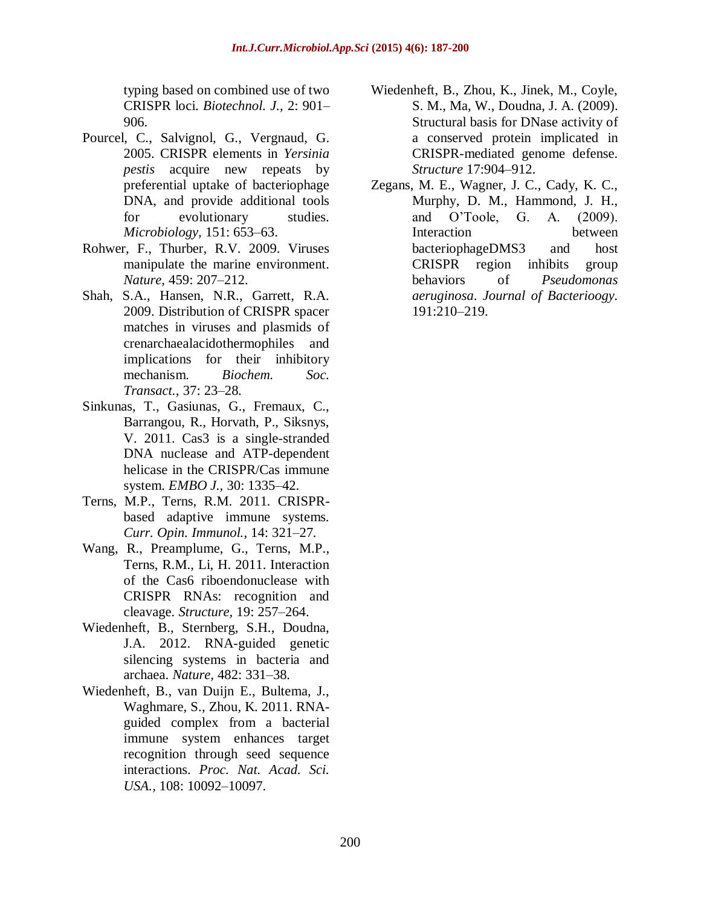typing based on combined use of two CRISPR loci. *Biotechnol. J.,* 2: 901–906.

Pourcel, C., Salvignol, G., Vergnaud, G. 2005. CRISPR elements in *Yersinia pestis* acquire new repeats by preferential uptake of bacteriophage DNA, and provide additional tools for evolutionary studies. *Microbiology,* 151: 653–63.

Rohwer, F., Thurber, R.V. 2009. Viruses manipulate the marine environment. *Nature,* 459: 207–212.

Shah, S.A., Hansen, N.R., Garrett, R.A. 2009. Distribution of CRISPR spacer matches in viruses and plasmids of crenarchaealacidothermophiles and implications for their inhibitory mechanism. *Biochem. Soc. Transact.,* 37: 23–28.

Sinkunas, T., Gasiunas, G., Fremaux, C., Barrangou, R., Horvath, P., Siksnys, V. 2011. Cas3 is a single-stranded DNA nuclease and ATP-dependent helicase in the CRISPR/Cas immune system. *EMBO J.,* 30: 1335–42.

Terns, M.P., Terns, R.M. 2011. CRISPR-based adaptive immune systems. *Curr. Opin. Immunol.,* 14: 321–27.

Wang, R., Preamplume, G., Terns, M.P., Terns, R.M., Li, H. 2011. Interaction of the Cas6 riboendonuclease with CRISPR RNAs: recognition and cleavage. *Structure,* 19: 257–264.

Wiedenheft, B., Sternberg, S.H., Doudna, J.A. 2012. RNA-guided genetic silencing systems in bacteria and archaea. *Nature,* 482: 331–38.

Wiedenheft, B., van Duijn E., Bultema, J., Waghmare, S., Zhou, K. 2011. RNA-guided complex from a bacterial immune system enhances target recognition through seed sequence interactions. *Proc. Nat. Acad. Sci. USA.,* 108: 10092–10097.

Wiedenheft, B., Zhou, K., Jinek, M., Coyle, S. M., Ma, W., Doudna, J. A. (2009). Structural basis for DNase activity of a conserved protein implicated in CRISPR-mediated genome defense. *Structure* 17:904–912.

Zegans, M. E., Wagner, J. C., Cady, K. C., Murphy, D. M., Hammond, J. H., and O'Toole, G. A. (2009). Interaction between bacteriophageDMS3 and host CRISPR region inhibits group behaviors of *Pseudomonas aeruginosa*. *Journal of Bacterioogy.* 191:210–219.